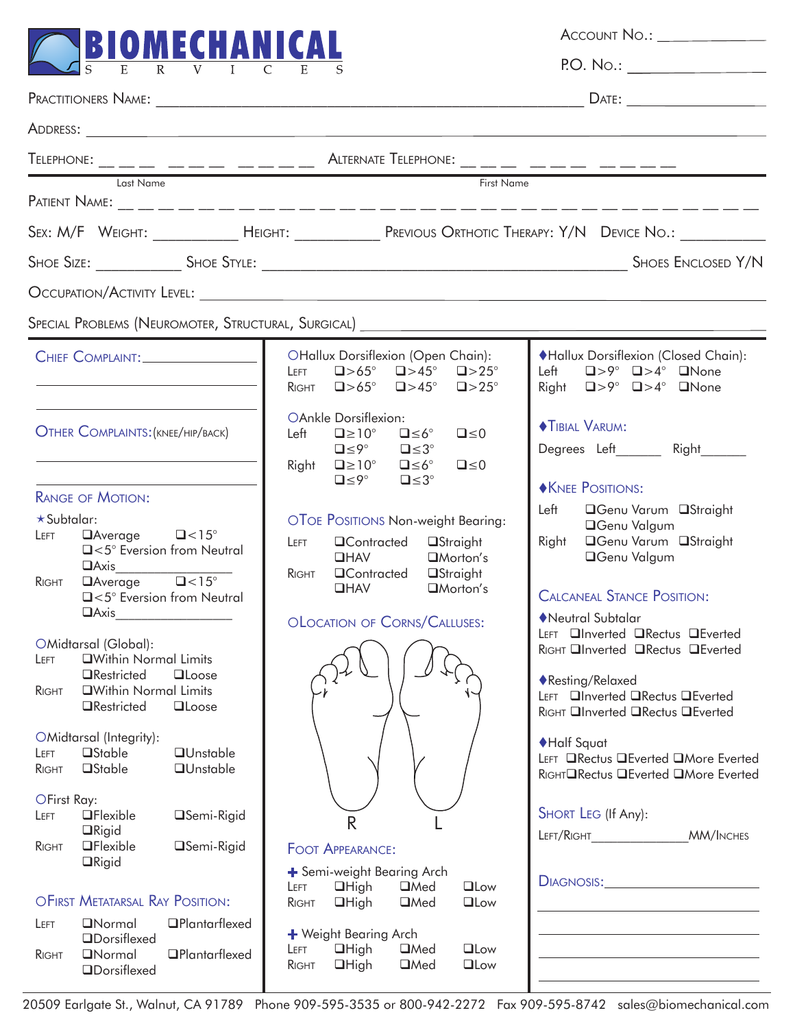# BIOMECHANICAL SERVICES

Account No.: ______________

P.O. No.: ________________

Practitioners Name: ________________________________________________ Date: ________________

Address: ______________________________________________________________________

Telephone: ___ ___ ___ Alternate Telephone: ___ ___ ___

Patient Name: Last Name _______________________ First Name _______________________

Sex: M/F Weight: __________ Height: __________ Previous Orthotic Therapy: Y/N Device No.: __________

Shoe Size: __________ Shoe Style: ________________________________________ Shoes Enclosed Y/N

Occupation/Activity Level: ______________________________________________________________

Special Problems (Neuromoter, Structural, Surgical) ______________________________________________

---

**Chief Complaint:** ____________________

______________________________

______________________________

**Other Complaints:** (knee/hip/back)

______________________________

______________________________

**Range of Motion:**

★Subtalar:
- Left ❑Average ❑<15° ❑<5° Eversion from Neutral ❑Axis__________
- Right ❑Average ❑<15° ❑<5° Eversion from Neutral ❑Axis__________

OMidtarsal (Global):
- Left ❑Within Normal Limits ❑Restricted ❑Loose
- Right ❑Within Normal Limits ❑Restricted ❑Loose

OMidtarsal (Integrity):
- Left ❑Stable ❑Unstable
- Right ❑Stable ❑Unstable

OFirst Ray:
- Left ❑Flexible ❑Semi-Rigid ❑Rigid
- Right ❑Flexible ❑Semi-Rigid ❑Rigid

**OFirst Metatarsal Ray Position:**
- Left ❑Normal ❑Plantarflexed ❑Dorsiflexed
- Right ❑Normal ❑Plantarflexed ❑Dorsiflexed

OHallux Dorsiflexion (Open Chain):
- Left ❑>65° ❑>45° ❑>25°
- Right ❑>65° ❑>45° ❑>25°

OAnkle Dorsiflexion:
- Left ❑≥10° ❑≤6° ❑≤0 ❑≤9° ❑≤3°
- Right ❑≥10° ❑≤6° ❑≤0 ❑≤9° ❑≤3°

**OToe Positions** Non-weight Bearing:
- Left ❑Contracted ❑Straight ❑HAV ❑Morton's
- Right ❑Contracted ❑Straight ❑HAV ❑Morton's

**OLocation of Corns/Calluses:**

R L

**Foot Appearance:**

✚ Semi-weight Bearing Arch
- Left ❑High ❑Med ❑Low
- Right ❑High ❑Med ❑Low

✚ Weight Bearing Arch
- Left ❑High ❑Med ❑Low
- Right ❑High ❑Med ❑Low

♦Hallux Dorsiflexion (Closed Chain):
- Left ❑>9° ❑>4° ❑None
- Right ❑>9° ❑>4° ❑None

**♦Tibial Varum:**

Degrees Left______ Right______

**♦Knee Positions:**
- Left ❑Genu Varum ❑Straight ❑Genu Valgum
- Right ❑Genu Varum ❑Straight ❑Genu Valgum

**Calcaneal Stance Position:**

♦Neutral Subtalar
- Left ❑Inverted ❑Rectus ❑Everted
- Right ❑Inverted ❑Rectus ❑Everted

♦Resting/Relaxed
- Left ❑Inverted ❑Rectus ❑Everted
- Right ❑Inverted ❑Rectus ❑Everted

♦Half Squat
- Left ❑Rectus ❑Everted ❑More Everted
- Right ❑Rectus ❑Everted ❑More Everted

**Short Leg** (If Any):

Left/Right______________MM/Inches

**Diagnosis:** ____________________

______________________________

______________________________

______________________________

______________________________

---

20509 Earlgate St., Walnut, CA 91789 Phone 909-595-3535 or 800-942-2272 Fax 909-595-8742 sales@biomechanical.com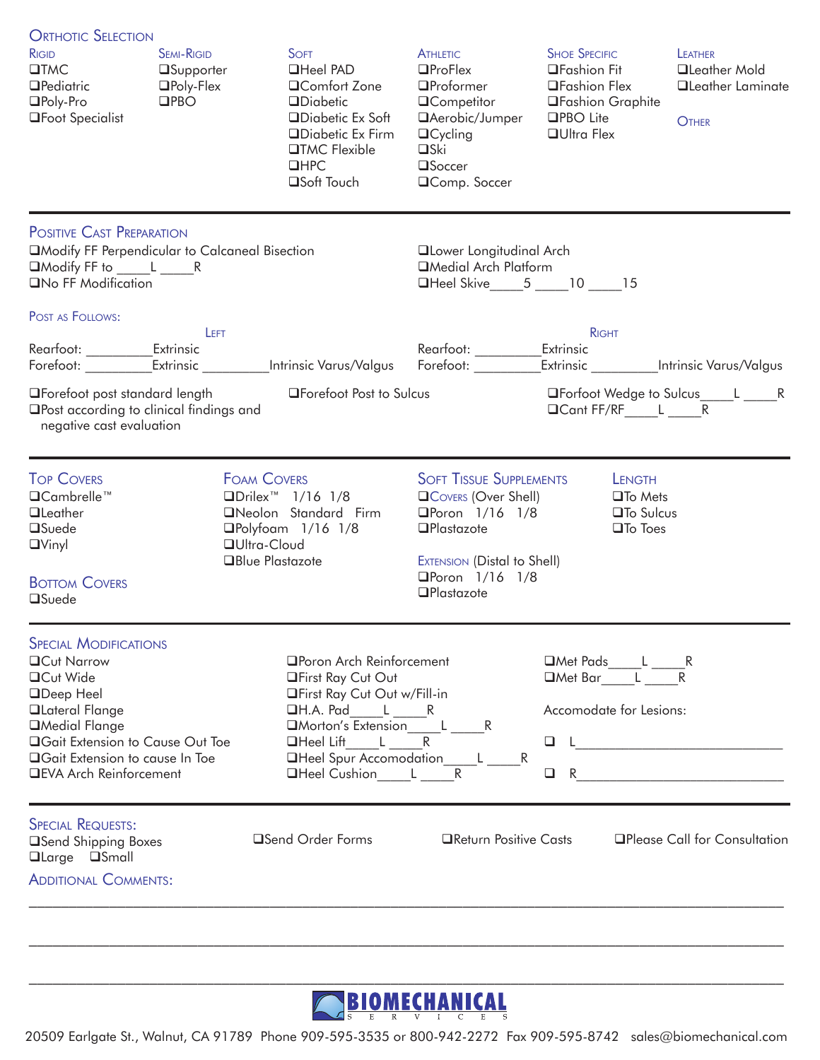## Orthotic Selection

**Rigid**
- ❑TMC
- ❑Pediatric
- ❑Poly-Pro
- ❑Foot Specialist

**Semi-Rigid**
- ❑Supporter
- ❑Poly-Flex
- ❑PBO

**Soft**
- ❑Heel PAD
- ❑Comfort Zone
- ❑Diabetic
- ❑Diabetic Ex Soft
- ❑Diabetic Ex Firm
- ❑TMC Flexible
- ❑HPC
- ❑Soft Touch

**Athletic**
- ❑ProFlex
- ❑Proformer
- ❑Competitor
- ❑Aerobic/Jumper
- ❑Cycling
- ❑Ski
- ❑Soccer
- ❑Comp. Soccer

**Shoe Specific**
- ❑Fashion Fit
- ❑Fashion Flex
- ❑Fashion Graphite
- ❑PBO Lite
- ❑Ultra Flex

**Leather**
- ❑Leather Mold
- ❑Leather Laminate

**Other**

---

## Positive Cast Preparation

- ❑Modify FF Perpendicular to Calcaneal Bisection
- ❑Modify FF to _____L _____R
- ❑No FF Modification
- ❑Lower Longitudinal Arch
- ❑Medial Arch Platform
- ❑Heel Skive_____5 _____10 _____15

### Post as Follows:

**Left**

Rearfoot: __________Extrinsic
Forefoot: __________Extrinsic __________Intrinsic Varus/Valgus

**Right**

Rearfoot: __________Extrinsic
Forefoot: __________Extrinsic __________Intrinsic Varus/Valgus

- ❑Forefoot post standard length
- ❑Post according to clinical findings and negative cast evaluation
- ❑Forefoot Post to Sulcus
- ❑Forfoot Wedge to Sulcus_____L _____R
- ❑Cant FF/RF_____L _____R

---

## Top Covers
- ❑Cambrelle™
- ❑Leather
- ❑Suede
- ❑Vinyl

## Bottom Covers
- ❑Suede

## Foam Covers
- ❑Drilex™ 1/16 1/8
- ❑Neolon Standard Firm
- ❑Polyfoam 1/16 1/8
- ❑Ultra-Cloud
- ❑Blue Plastazote

## Soft Tissue Supplements
- ❑Covers (Over Shell)
- ❑Poron 1/16 1/8
- ❑Plastazote

Extension (Distal to Shell)
- ❑Poron 1/16 1/8
- ❑Plastazote

## Length
- ❑To Mets
- ❑To Sulcus
- ❑To Toes

---

## Special Modifications

- ❑Cut Narrow
- ❑Cut Wide
- ❑Deep Heel
- ❑Lateral Flange
- ❑Medial Flange
- ❑Gait Extension to Cause Out Toe
- ❑Gait Extension to cause In Toe
- ❑EVA Arch Reinforcement
- ❑Poron Arch Reinforcement
- ❑First Ray Cut Out
- ❑First Ray Cut Out w/Fill-in
- ❑H.A. Pad_____L _____R
- ❑Morton's Extension_____L _____R
- ❑Heel Lift_____L _____R
- ❑Heel Spur Accomodation_____L _____R
- ❑Heel Cushion_____L _____R
- ❑Met Pads_____L _____R
- ❑Met Bar_____L _____R

Accomodate for Lesions:

- ❑ L______________________________
- ❑ R______________________________

---

## Special Requests:

- ❑Send Shipping Boxes
  - ❑Large ❑Small
- ❑Send Order Forms
- ❑Return Positive Casts
- ❑Please Call for Consultation

## Additional Comments:

________________________________________________________________________________

________________________________________________________________________________

________________________________________________________________________________

**BIOMECHANICAL SERVICES**

20509 Earlgate St., Walnut, CA 91789 Phone 909-595-3535 or 800-942-2272 Fax 909-595-8742 sales@biomechanical.com